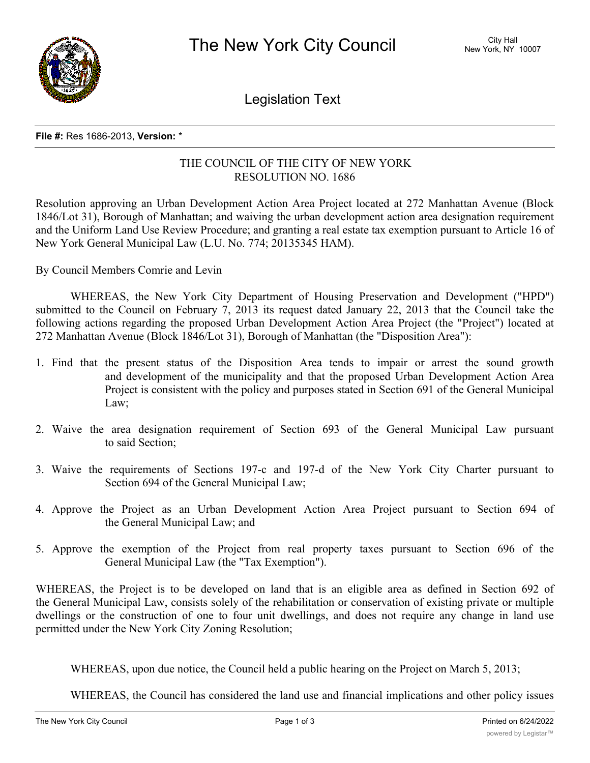# The New York City Council

City Hall
New York, NY 10007

## Legislation Text

**File #:** Res 1686-2013, **Version:** *

THE COUNCIL OF THE CITY OF NEW YORK
RESOLUTION NO. 1686

Resolution approving an Urban Development Action Area Project located at 272 Manhattan Avenue (Block 1846/Lot 31), Borough of Manhattan; and waiving the urban development action area designation requirement and the Uniform Land Use Review Procedure; and granting a real estate tax exemption pursuant to Article 16 of New York General Municipal Law (L.U. No. 774; 20135345 HAM).

By Council Members Comrie and Levin

WHEREAS, the New York City Department of Housing Preservation and Development ("HPD") submitted to the Council on February 7, 2013 its request dated January 22, 2013 that the Council take the following actions regarding the proposed Urban Development Action Area Project (the "Project") located at 272 Manhattan Avenue (Block 1846/Lot 31), Borough of Manhattan (the "Disposition Area"):

1. Find that the present status of the Disposition Area tends to impair or arrest the sound growth and development of the municipality and that the proposed Urban Development Action Area Project is consistent with the policy and purposes stated in Section 691 of the General Municipal Law;

2. Waive the area designation requirement of Section 693 of the General Municipal Law pursuant to said Section;

3. Waive the requirements of Sections 197-c and 197-d of the New York City Charter pursuant to Section 694 of the General Municipal Law;

4. Approve the Project as an Urban Development Action Area Project pursuant to Section 694 of the General Municipal Law; and

5. Approve the exemption of the Project from real property taxes pursuant to Section 696 of the General Municipal Law (the "Tax Exemption").

WHEREAS, the Project is to be developed on land that is an eligible area as defined in Section 692 of the General Municipal Law, consists solely of the rehabilitation or conservation of existing private or multiple dwellings or the construction of one to four unit dwellings, and does not require any change in land use permitted under the New York City Zoning Resolution;

WHEREAS, upon due notice, the Council held a public hearing on the Project on March 5, 2013;

WHEREAS, the Council has considered the land use and financial implications and other policy issues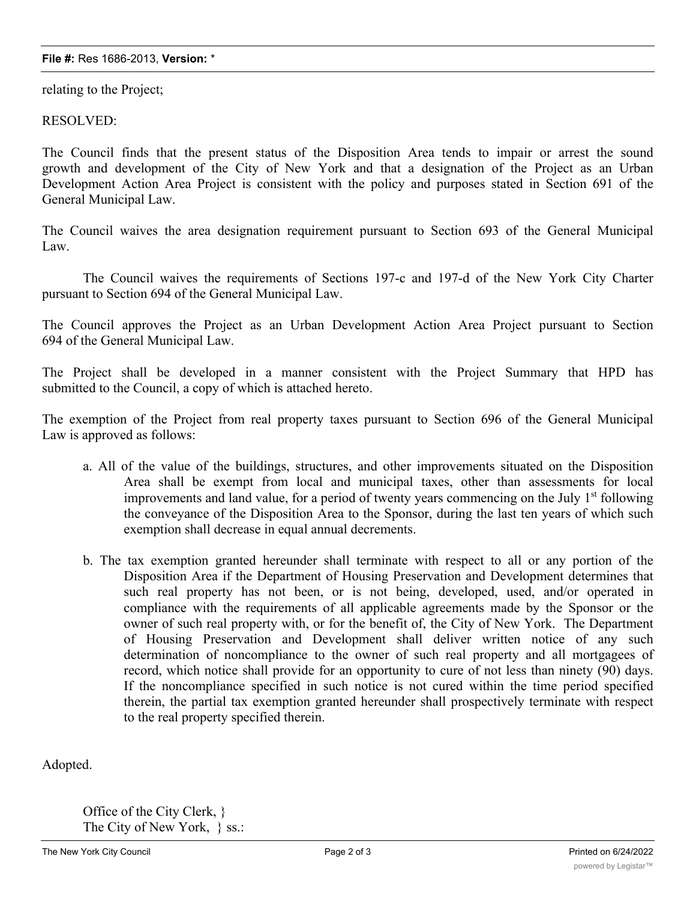relating to the Project;

RESOLVED:

The Council finds that the present status of the Disposition Area tends to impair or arrest the sound growth and development of the City of New York and that a designation of the Project as an Urban Development Action Area Project is consistent with the policy and purposes stated in Section 691 of the General Municipal Law.

The Council waives the area designation requirement pursuant to Section 693 of the General Municipal Law.

The Council waives the requirements of Sections 197-c and 197-d of the New York City Charter pursuant to Section 694 of the General Municipal Law.

The Council approves the Project as an Urban Development Action Area Project pursuant to Section 694 of the General Municipal Law.

The Project shall be developed in a manner consistent with the Project Summary that HPD has submitted to the Council, a copy of which is attached hereto.

The exemption of the Project from real property taxes pursuant to Section 696 of the General Municipal Law is approved as follows:

a. All of the value of the buildings, structures, and other improvements situated on the Disposition Area shall be exempt from local and municipal taxes, other than assessments for local improvements and land value, for a period of twenty years commencing on the July 1st following the conveyance of the Disposition Area to the Sponsor, during the last ten years of which such exemption shall decrease in equal annual decrements.

b. The tax exemption granted hereunder shall terminate with respect to all or any portion of the Disposition Area if the Department of Housing Preservation and Development determines that such real property has not been, or is not being, developed, used, and/or operated in compliance with the requirements of all applicable agreements made by the Sponsor or the owner of such real property with, or for the benefit of, the City of New York. The Department of Housing Preservation and Development shall deliver written notice of any such determination of noncompliance to the owner of such real property and all mortgagees of record, which notice shall provide for an opportunity to cure of not less than ninety (90) days. If the noncompliance specified in such notice is not cured within the time period specified therein, the partial tax exemption granted hereunder shall prospectively terminate with respect to the real property specified therein.

Adopted.

Office of the City Clerk, }
The City of New York, } ss.: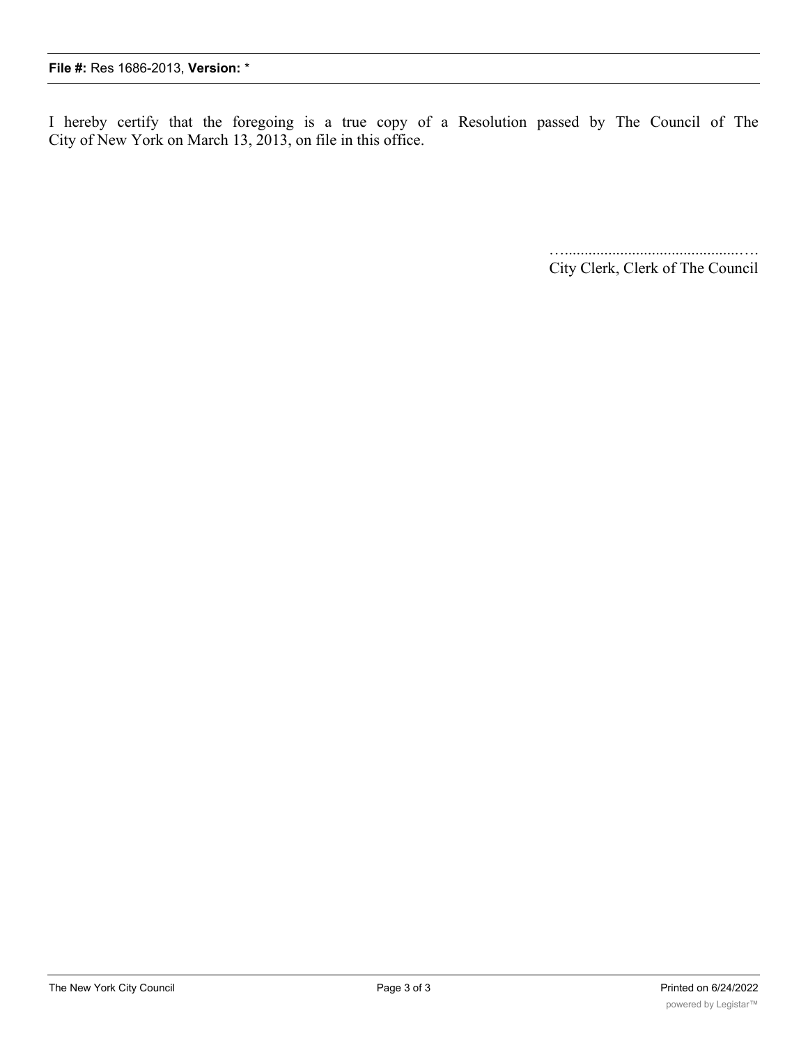**File #:** Res 1686-2013, **Version:** *

I hereby certify that the foregoing is a true copy of a Resolution passed by The Council of The City of New York on March 13, 2013, on file in this office.

…..............................................….

City Clerk, Clerk of The Council